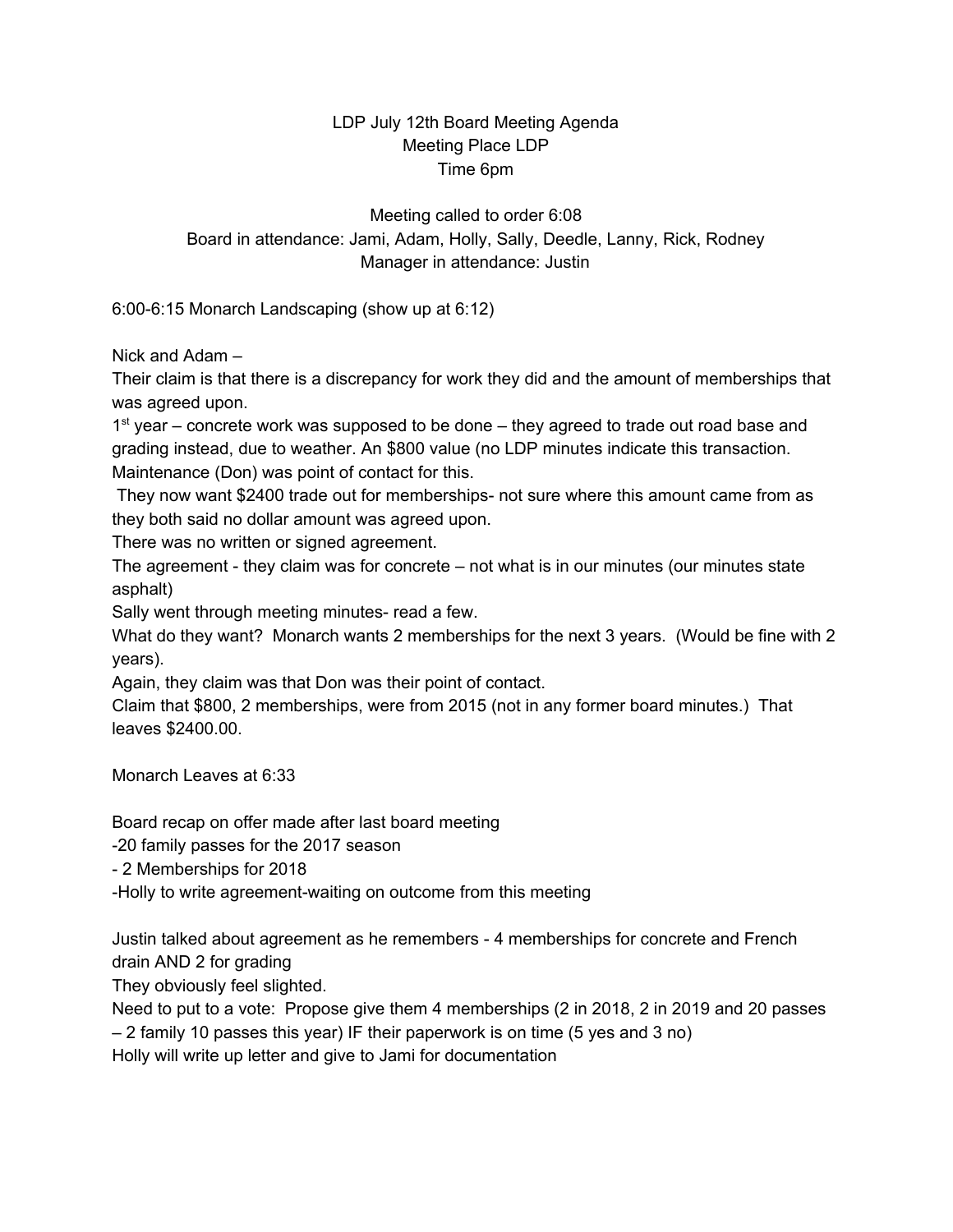LDP July 12th Board Meeting Agenda
Meeting Place LDP
Time 6pm

Meeting called to order 6:08
Board in attendance: Jami, Adam, Holly, Sally, Deedle, Lanny, Rick, Rodney
Manager in attendance: Justin

6:00-6:15 Monarch Landscaping (show up at 6:12)

Nick and Adam –
Their claim is that there is a discrepancy for work they did and the amount of memberships that was agreed upon.
1st year – concrete work was supposed to be done – they agreed to trade out road base and grading instead, due to weather. An $800 value (no LDP minutes indicate this transaction. Maintenance (Don) was point of contact for this.
They now want $2400 trade out for memberships- not sure where this amount came from as they both said no dollar amount was agreed upon.
There was no written or signed agreement.
The agreement - they claim was for concrete – not what is in our minutes (our minutes state asphalt)
Sally went through meeting minutes- read a few.
What do they want? Monarch wants 2 memberships for the next 3 years. (Would be fine with 2 years).
Again, they claim was that Don was their point of contact.
Claim that $800, 2 memberships, were from 2015 (not in any former board minutes.) That leaves $2400.00.

Monarch Leaves at 6:33

Board recap on offer made after last board meeting
-20 family passes for the 2017 season
- 2 Memberships for 2018
-Holly to write agreement-waiting on outcome from this meeting

Justin talked about agreement as he remembers - 4 memberships for concrete and French drain AND 2 for grading
They obviously feel slighted.
Need to put to a vote: Propose give them 4 memberships (2 in 2018, 2 in 2019 and 20 passes – 2 family 10 passes this year) IF their paperwork is on time (5 yes and 3 no)
Holly will write up letter and give to Jami for documentation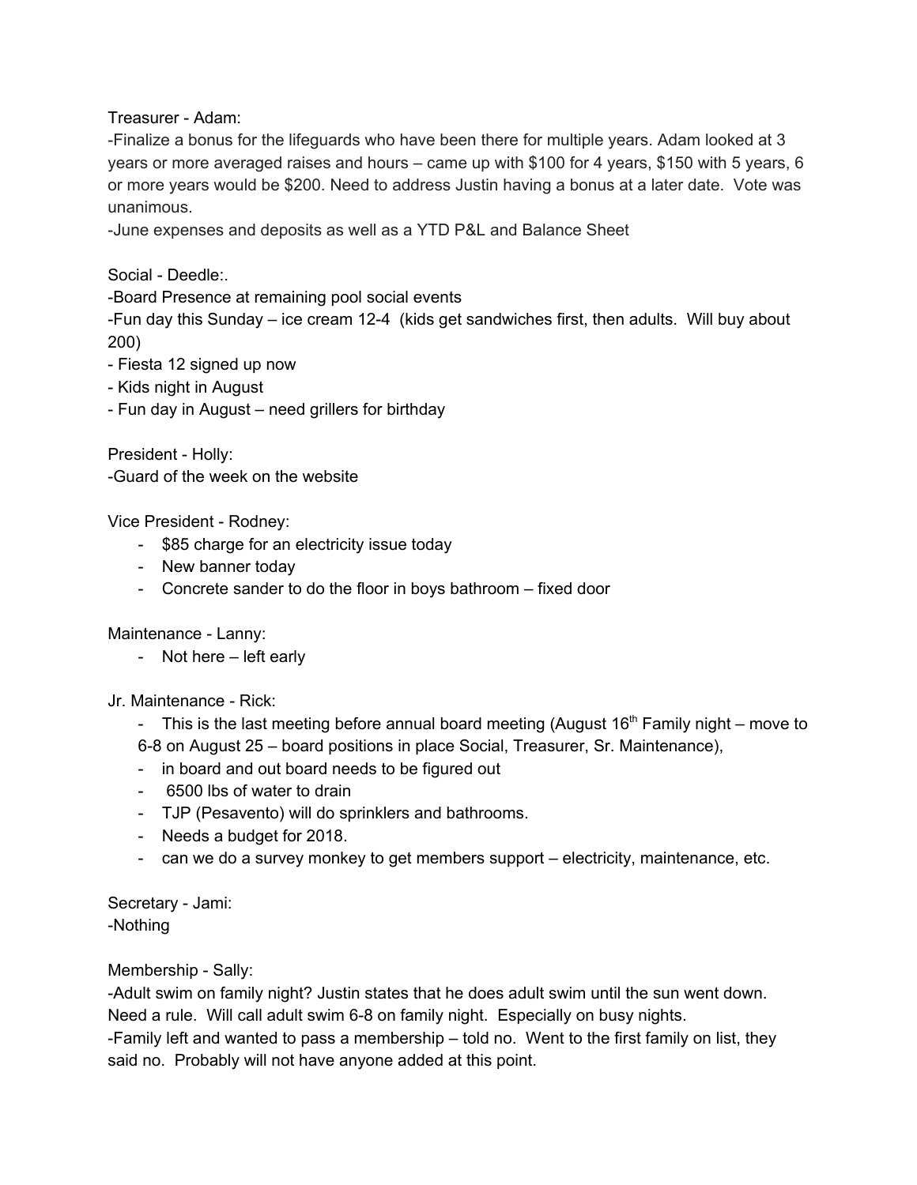Treasurer - Adam:

-Finalize a bonus for the lifeguards who have been there for multiple years. Adam looked at 3 years or more averaged raises and hours – came up with $100 for 4 years, $150 with 5 years, 6 or more years would be $200. Need to address Justin having a bonus at a later date. Vote was unanimous.

-June expenses and deposits as well as a YTD P&L and Balance Sheet

Social - Deedle:.

-Board Presence at remaining pool social events

-Fun day this Sunday – ice cream 12-4 (kids get sandwiches first, then adults. Will buy about 200)

- Fiesta 12 signed up now
- Kids night in August
- Fun day in August – need grillers for birthday

President - Holly:

-Guard of the week on the website

Vice President - Rodney:

- $85 charge for an electricity issue today
- New banner today
- Concrete sander to do the floor in boys bathroom – fixed door

Maintenance - Lanny:

- Not here – left early

Jr. Maintenance - Rick:

- This is the last meeting before annual board meeting (August 16th Family night – move to 6-8 on August 25 – board positions in place Social, Treasurer, Sr. Maintenance),
- in board and out board needs to be figured out
- 6500 lbs of water to drain
- TJP (Pesavento) will do sprinklers and bathrooms.
- Needs a budget for 2018.
- can we do a survey monkey to get members support – electricity, maintenance, etc.

Secretary - Jami:

-Nothing

Membership - Sally:

-Adult swim on family night? Justin states that he does adult swim until the sun went down. Need a rule. Will call adult swim 6-8 on family night. Especially on busy nights.

-Family left and wanted to pass a membership – told no. Went to the first family on list, they said no. Probably will not have anyone added at this point.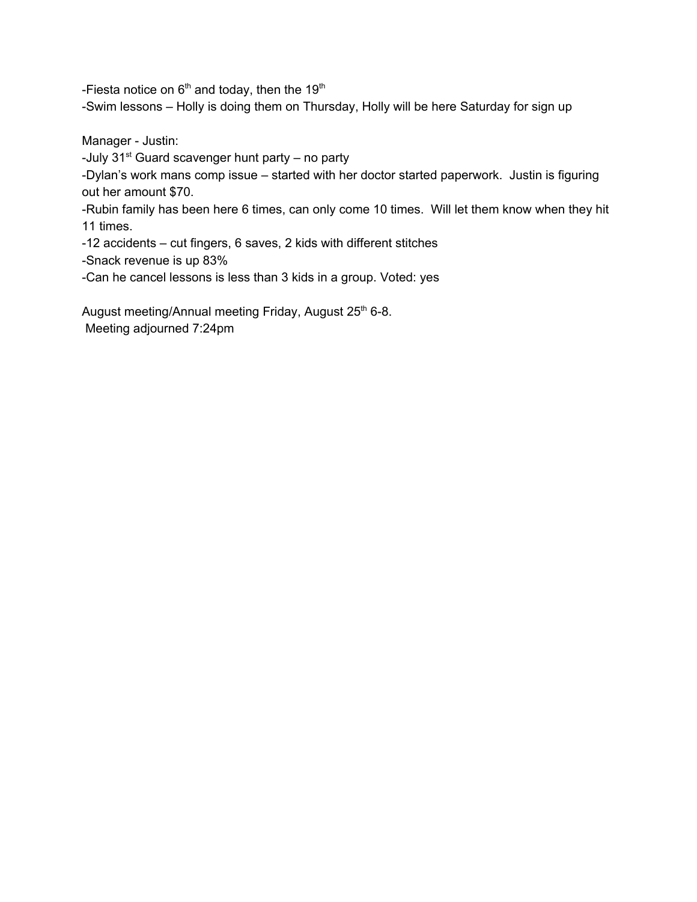-Fiesta notice on 6th and today, then the 19th
-Swim lessons – Holly is doing them on Thursday, Holly will be here Saturday for sign up

Manager - Justin:
-July 31st Guard scavenger hunt party – no party
-Dylan's work mans comp issue – started with her doctor started paperwork. Justin is figuring out her amount $70.
-Rubin family has been here 6 times, can only come 10 times. Will let them know when they hit 11 times.
-12 accidents – cut fingers, 6 saves, 2 kids with different stitches
-Snack revenue is up 83%
-Can he cancel lessons is less than 3 kids in a group. Voted: yes

August meeting/Annual meeting Friday, August 25th 6-8.
Meeting adjourned 7:24pm